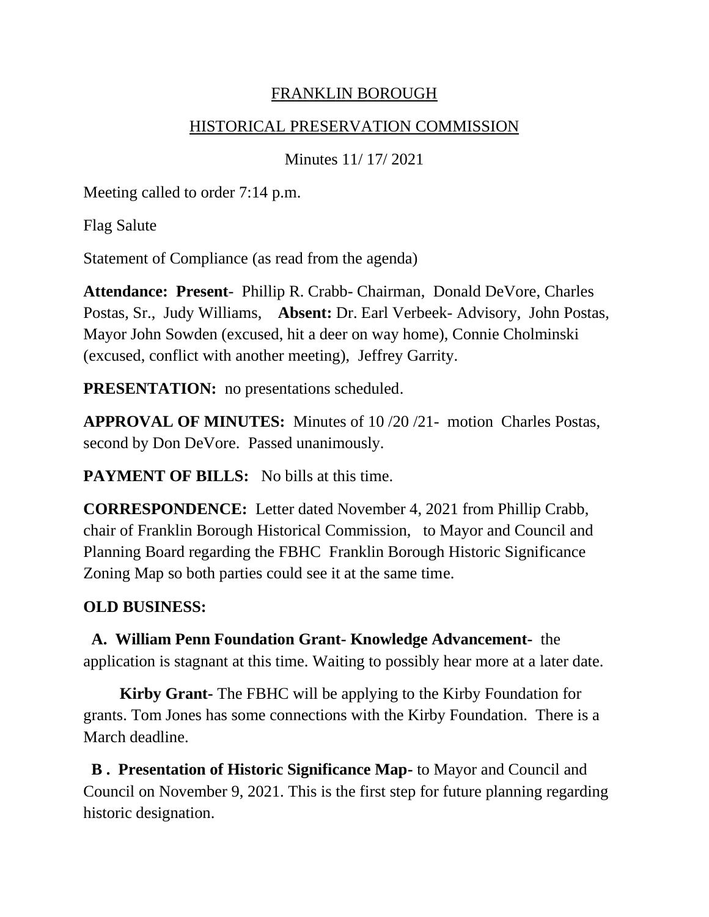# FRANKLIN BOROUGH

## HISTORICAL PRESERVATION COMMISSION

Minutes 11/ 17/ 2021

Meeting called to order 7:14 p.m.

Flag Salute

Statement of Compliance (as read from the agenda)

**Attendance: Present**- Phillip R. Crabb- Chairman, Donald DeVore, Charles Postas, Sr., Judy Williams, **Absent:** Dr. Earl Verbeek- Advisory, John Postas, Mayor John Sowden (excused, hit a deer on way home), Connie Cholminski (excused, conflict with another meeting), Jeffrey Garrity.

**PRESENTATION:** no presentations scheduled.

**APPROVAL OF MINUTES:** Minutes of 10 /20 /21- motion Charles Postas, second by Don DeVore. Passed unanimously.

**PAYMENT OF BILLS:** No bills at this time.

**CORRESPONDENCE:** Letter dated November 4, 2021 from Phillip Crabb, chair of Franklin Borough Historical Commission, to Mayor and Council and Planning Board regarding the FBHC Franklin Borough Historic Significance Zoning Map so both parties could see it at the same time.

**OLD BUSINESS:**

**A. William Penn Foundation Grant- Knowledge Advancement-** the application is stagnant at this time. Waiting to possibly hear more at a later date.

**Kirby Grant-** The FBHC will be applying to the Kirby Foundation for grants. Tom Jones has some connections with the Kirby Foundation. There is a March deadline.

**B . Presentation of Historic Significance Map-** to Mayor and Council and Council on November 9, 2021. This is the first step for future planning regarding historic designation.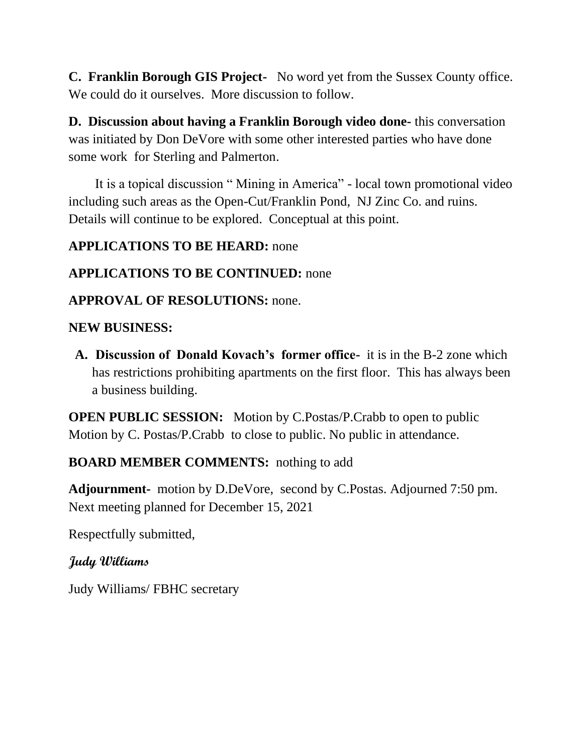**C. Franklin Borough GIS Project-** No word yet from the Sussex County office. We could do it ourselves. More discussion to follow.

**D. Discussion about having a Franklin Borough video done-** this conversation was initiated by Don DeVore with some other interested parties who have done some work for Sterling and Palmerton.

It is a topical discussion " Mining in America" - local town promotional video including such areas as the Open-Cut/Franklin Pond, NJ Zinc Co. and ruins. Details will continue to be explored. Conceptual at this point.

**APPLICATIONS TO BE HEARD:** none

**APPLICATIONS TO BE CONTINUED:** none

**APPROVAL OF RESOLUTIONS:** none.

**NEW BUSINESS:**

A. **Discussion of Donald Kovach's former office-** it is in the B-2 zone which has restrictions prohibiting apartments on the first floor. This has always been a business building.

**OPEN PUBLIC SESSION:** Motion by C.Postas/P.Crabb to open to public Motion by C. Postas/P.Crabb to close to public. No public in attendance.

**BOARD MEMBER COMMENTS:** nothing to add

**Adjournment-** motion by D.DeVore, second by C.Postas. Adjourned 7:50 pm. Next meeting planned for December 15, 2021

Respectfully submitted,

*Judy Williams*

Judy Williams/ FBHC secretary